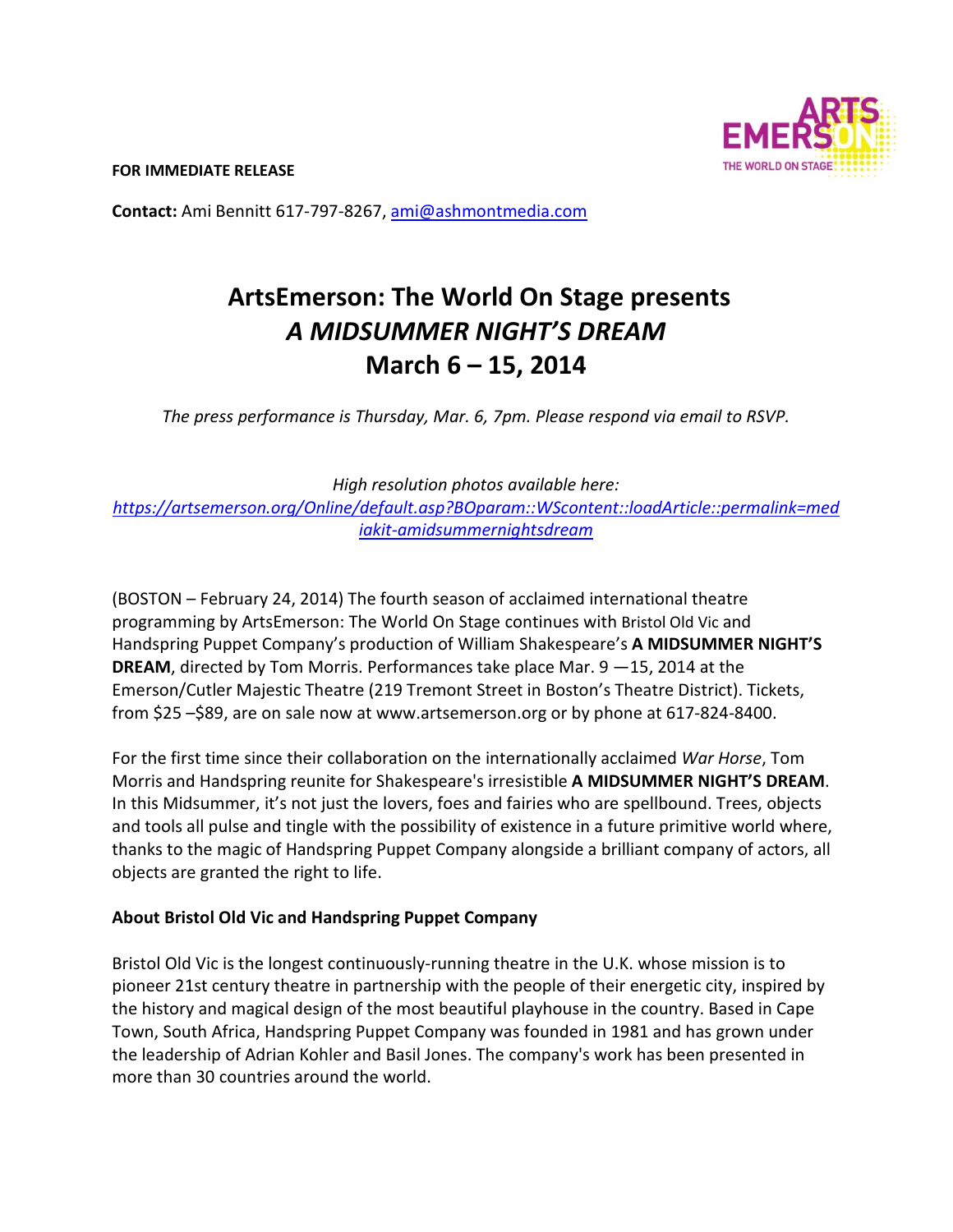**FOR IMMEDIATE RELEASE**

**Contact:** Ami Bennitt 617-797-8267, ami@ashmontmedia.com

# ArtsEmerson: The World On Stage presents *A MIDSUMMER NIGHT'S DREAM* March 6 – 15, 2014

*The press performance is Thursday, Mar. 6, 7pm. Please respond via email to RSVP.*

*High resolution photos available here:*
*https://artsemerson.org/Online/default.asp?BOparam::WScontent::loadArticle::permalink=mediakit-amidsummernightsdream*

(BOSTON – February 24, 2014) The fourth season of acclaimed international theatre programming by ArtsEmerson: The World On Stage continues with Bristol Old Vic and Handspring Puppet Company's production of William Shakespeare's **A MIDSUMMER NIGHT'S DREAM**, directed by Tom Morris. Performances take place Mar. 9 —15, 2014 at the Emerson/Cutler Majestic Theatre (219 Tremont Street in Boston's Theatre District). Tickets, from $25 –$89, are on sale now at www.artsemerson.org or by phone at 617-824-8400.

For the first time since their collaboration on the internationally acclaimed *War Horse*, Tom Morris and Handspring reunite for Shakespeare's irresistible **A MIDSUMMER NIGHT'S DREAM**. In this Midsummer, it's not just the lovers, foes and fairies who are spellbound. Trees, objects and tools all pulse and tingle with the possibility of existence in a future primitive world where, thanks to the magic of Handspring Puppet Company alongside a brilliant company of actors, all objects are granted the right to life.

**About Bristol Old Vic and Handspring Puppet Company**

Bristol Old Vic is the longest continuously-running theatre in the U.K. whose mission is to pioneer 21st century theatre in partnership with the people of their energetic city, inspired by the history and magical design of the most beautiful playhouse in the country. Based in Cape Town, South Africa, Handspring Puppet Company was founded in 1981 and has grown under the leadership of Adrian Kohler and Basil Jones. The company's work has been presented in more than 30 countries around the world.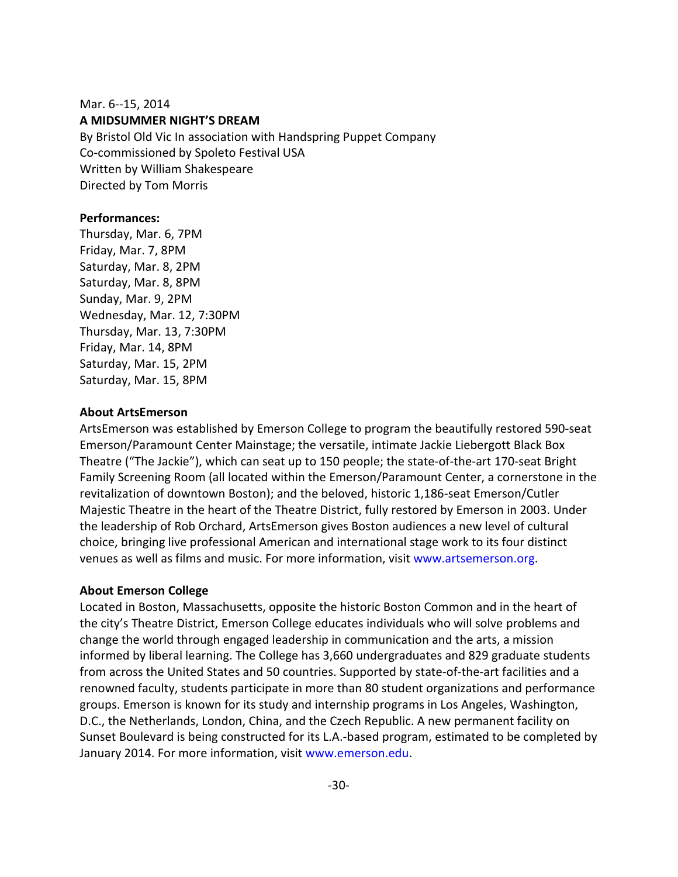Mar. 6--15, 2014

**A MIDSUMMER NIGHT'S DREAM**

By Bristol Old Vic In association with Handspring Puppet Company
Co-commissioned by Spoleto Festival USA
Written by William Shakespeare
Directed by Tom Morris

**Performances:**

Thursday, Mar. 6, 7PM
Friday, Mar. 7, 8PM
Saturday, Mar. 8, 2PM
Saturday, Mar. 8, 8PM
Sunday, Mar. 9, 2PM
Wednesday, Mar. 12, 7:30PM
Thursday, Mar. 13, 7:30PM
Friday, Mar. 14, 8PM
Saturday, Mar. 15, 2PM
Saturday, Mar. 15, 8PM

**About ArtsEmerson**

ArtsEmerson was established by Emerson College to program the beautifully restored 590-seat Emerson/Paramount Center Mainstage; the versatile, intimate Jackie Liebergott Black Box Theatre ("The Jackie"), which can seat up to 150 people; the state-of-the-art 170-seat Bright Family Screening Room (all located within the Emerson/Paramount Center, a cornerstone in the revitalization of downtown Boston); and the beloved, historic 1,186-seat Emerson/Cutler Majestic Theatre in the heart of the Theatre District, fully restored by Emerson in 2003. Under the leadership of Rob Orchard, ArtsEmerson gives Boston audiences a new level of cultural choice, bringing live professional American and international stage work to its four distinct venues as well as films and music. For more information, visit www.artsemerson.org.

**About Emerson College**

Located in Boston, Massachusetts, opposite the historic Boston Common and in the heart of the city's Theatre District, Emerson College educates individuals who will solve problems and change the world through engaged leadership in communication and the arts, a mission informed by liberal learning. The College has 3,660 undergraduates and 829 graduate students from across the United States and 50 countries. Supported by state-of-the-art facilities and a renowned faculty, students participate in more than 80 student organizations and performance groups. Emerson is known for its study and internship programs in Los Angeles, Washington, D.C., the Netherlands, London, China, and the Czech Republic. A new permanent facility on Sunset Boulevard is being constructed for its L.A.-based program, estimated to be completed by January 2014. For more information, visit www.emerson.edu.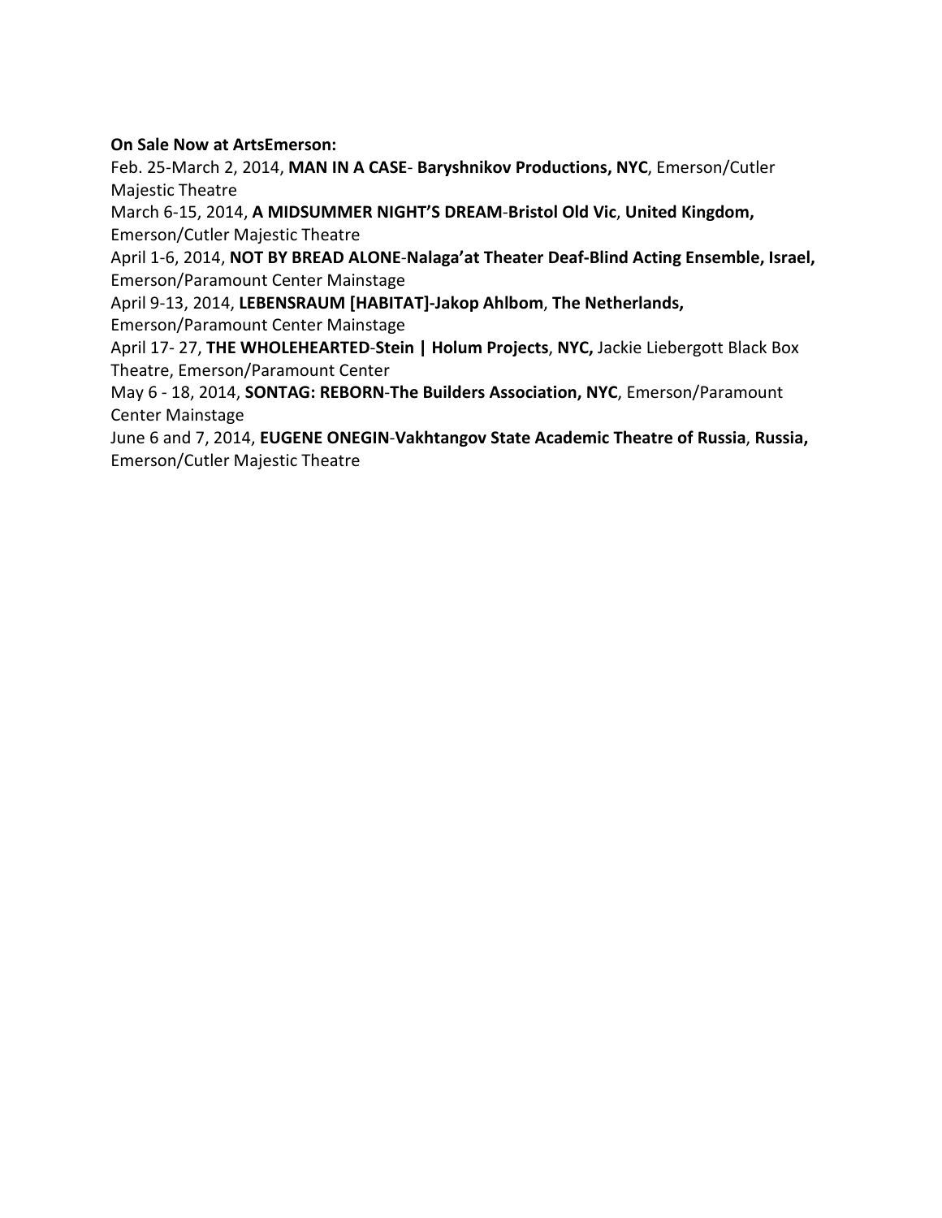**On Sale Now at ArtsEmerson:**

Feb. 25-March 2, 2014, **MAN IN A CASE**- **Baryshnikov Productions, NYC**, Emerson/Cutler Majestic Theatre

March 6-15, 2014, **A MIDSUMMER NIGHT'S DREAM**-**Bristol Old Vic**, **United Kingdom,** Emerson/Cutler Majestic Theatre

April 1-6, 2014, **NOT BY BREAD ALONE**-**Nalaga'at Theater Deaf-Blind Acting Ensemble, Israel,** Emerson/Paramount Center Mainstage

April 9-13, 2014, **LEBENSRAUM [HABITAT]-Jakop Ahlbom**, **The Netherlands,** Emerson/Paramount Center Mainstage

April 17- 27, **THE WHOLEHEARTED**-**Stein | Holum Projects**, **NYC,** Jackie Liebergott Black Box Theatre, Emerson/Paramount Center

May 6 - 18, 2014, **SONTAG: REBORN**-**The Builders Association, NYC**, Emerson/Paramount Center Mainstage

June 6 and 7, 2014, **EUGENE ONEGIN**-**Vakhtangov State Academic Theatre of Russia**, **Russia,** Emerson/Cutler Majestic Theatre